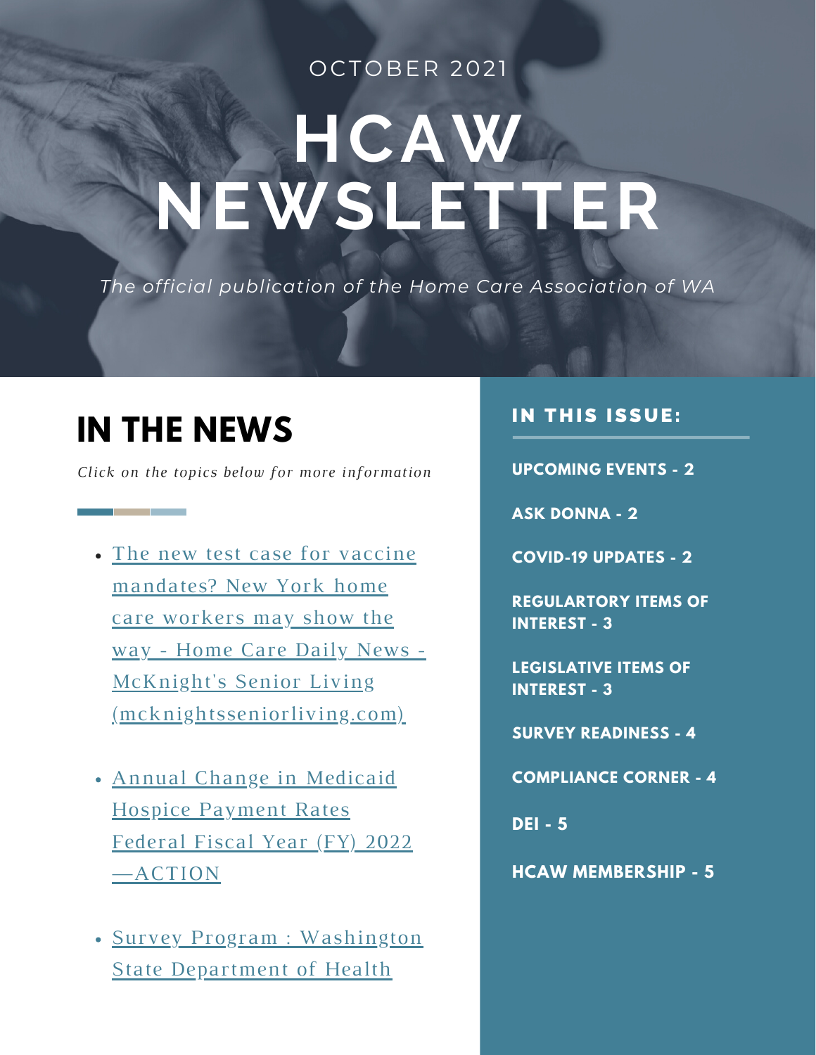OCTOBER 2021

# HCAW NEWSLETTER

*The official publication of the Home Care Association of WA*

## IN THE NEWS

*Click on the topics below for more information*

- The new test case for vaccine mandates? New York home care workers may show the way - Home Care Daily News - McKnight's Senior Living (mcknightsseniorliving.com)
- Annual Change in Medicaid Hospice Payment Rates Federal Fiscal Year (FY) 2022 —ACTION
- Survey Program : Washington State Department of Health

## IN THIS ISSUE:

**UPCOMING EVENTS - 2**

**ASK DONNA - 2**

**COVID-19 UPDATES - 2**

**REGULARTORY ITEMS OF INTEREST - 3**

**LEGISLATIVE ITEMS OF INTEREST - 3**

**SURVEY READINESS - 4**

**COMPLIANCE CORNER - 4**

**DEI - 5**

**HCAW MEMBERSHIP - 5**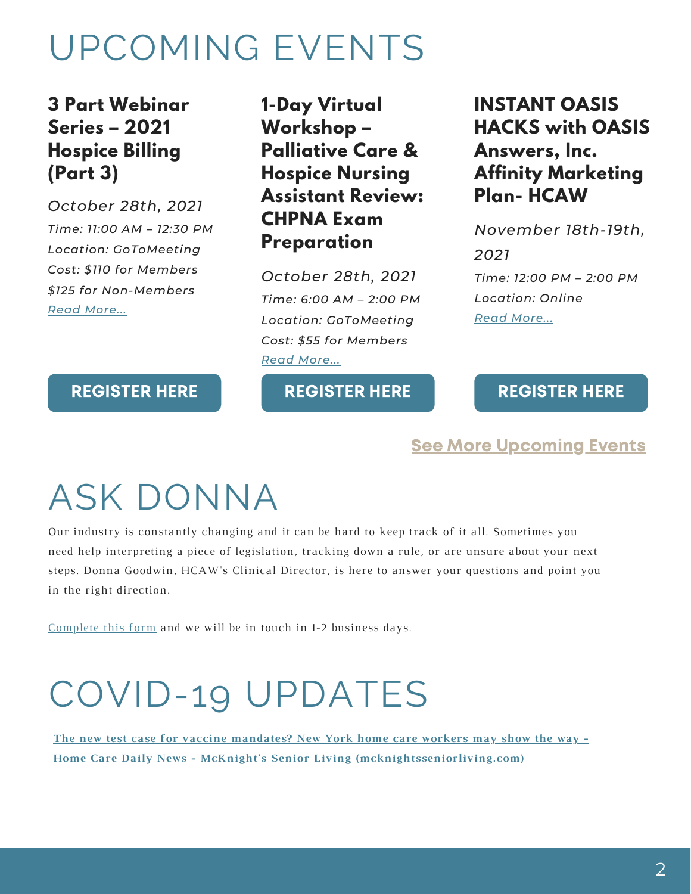# UPCOMING EVENTS

### 3 Part Webinar Series – 2021 Hospice Billing (Part 3)

*October 28th, 2021*
*Time: 11:00 AM – 12:30 PM*
*Location: GoToMeeting*
*Cost: $110 for Members*
*$125 for Non-Members*
*Read More...*

**REGISTER HERE**

### 1-Day Virtual Workshop – Palliative Care & Hospice Nursing Assistant Review: CHPNA Exam Preparation

*October 28th, 2021*
*Time: 6:00 AM – 2:00 PM*
*Location: GoToMeeting*
*Cost: $55 for Members*
*Read More...*

**REGISTER HERE**

### INSTANT OASIS HACKS with OASIS Answers, Inc. Affinity Marketing Plan- HCAW

*November 18th-19th, 2021*
*Time: 12:00 PM – 2:00 PM*
*Location: Online*
*Read More...*

**REGISTER HERE**

**See More Upcoming Events**

# ASK DONNA

Our industry is constantly changing and it can be hard to keep track of it all. Sometimes you need help interpreting a piece of legislation, tracking down a rule, or are unsure about your next steps. Donna Goodwin, HCAW's Clinical Director, is here to answer your questions and point you in the right direction.

Complete this form and we will be in touch in 1-2 business days.

# COVID-19 UPDATES

**The new test case for vaccine mandates? New York home care workers may show the way - Home Care Daily News - McKnight's Senior Living (mcknightsseniorliving.com)**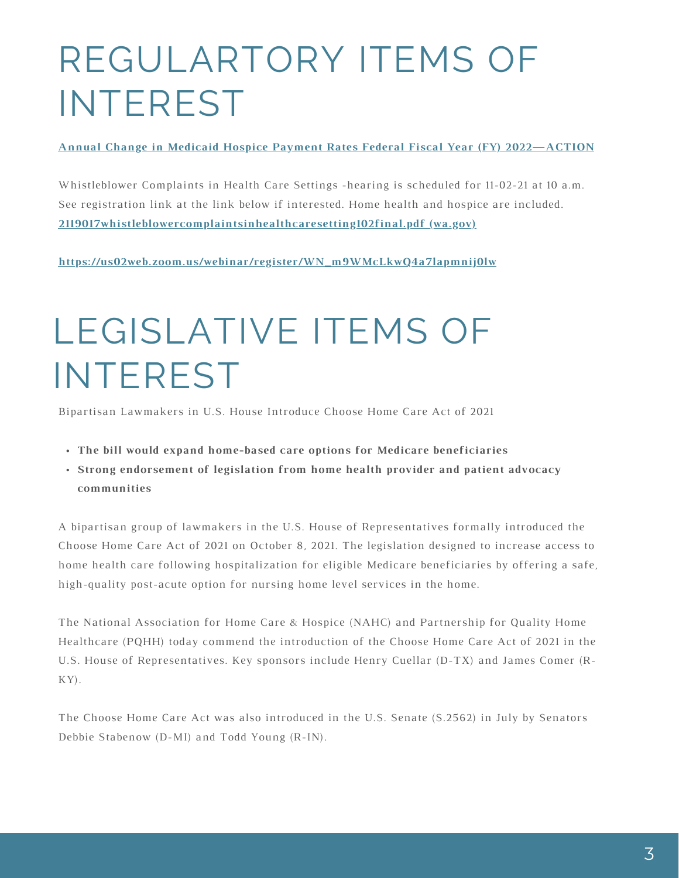# REGULARTORY ITEMS OF INTEREST

**Annual Change in Medicaid Hospice Payment Rates Federal Fiscal Year (FY) 2022—ACTION**

Whistleblower Complaints in Health Care Settings -hearing is scheduled for 11-02-21 at 10 a.m. See registration link at the link below if interested. Home health and hospice are included. **2119017whistleblowercomplaintsinhealthcaresetting102final.pdf (wa.gov)**

**https://us02web.zoom.us/webinar/register/WN_m9WMcLkwQ4a7lapmnij0lw**

# LEGISLATIVE ITEMS OF INTEREST

Bipartisan Lawmakers in U.S. House Introduce Choose Home Care Act of 2021

- **The bill would expand home-based care options for Medicare beneficiaries**
- **Strong endorsement of legislation from home health provider and patient advocacy communities**

A bipartisan group of lawmakers in the U.S. House of Representatives formally introduced the Choose Home Care Act of 2021 on October 8, 2021. The legislation designed to increase access to home health care following hospitalization for eligible Medicare beneficiaries by offering a safe, high-quality post-acute option for nursing home level services in the home.

The National Association for Home Care & Hospice (NAHC) and Partnership for Quality Home Healthcare (PQHH) today commend the introduction of the Choose Home Care Act of 2021 in the U.S. House of Representatives. Key sponsors include Henry Cuellar (D-TX) and James Comer (R-KY).

The Choose Home Care Act was also introduced in the U.S. Senate (S.2562) in July by Senators Debbie Stabenow (D-MI) and Todd Young (R-IN).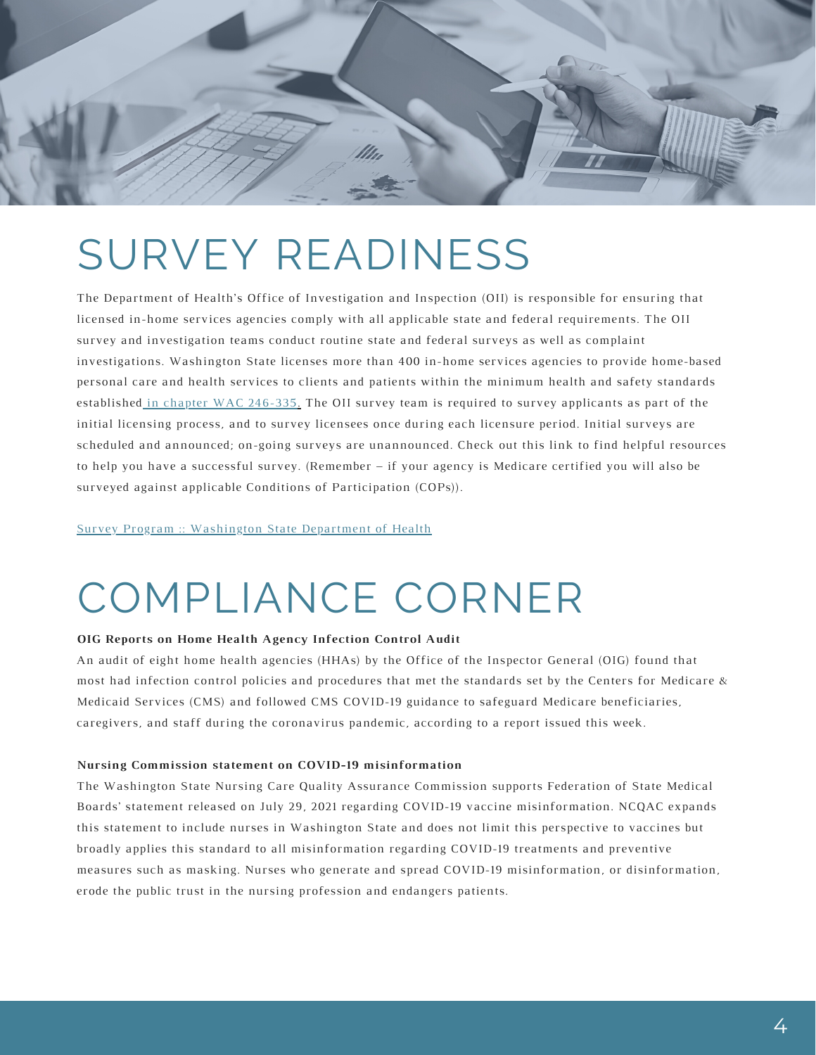# SURVEY READINESS

The Department of Health's Office of Investigation and Inspection (OII) is responsible for ensuring that licensed in-home services agencies comply with all applicable state and federal requirements. The OII survey and investigation teams conduct routine state and federal surveys as well as complaint investigations. Washington State licenses more than 400 in-home services agencies to provide home-based personal care and health services to clients and patients within the minimum health and safety standards established in chapter WAC 246-335. The OII survey team is required to survey applicants as part of the initial licensing process, and to survey licensees once during each licensure period. Initial surveys are scheduled and announced; on-going surveys are unannounced. Check out this link to find helpful resources to help you have a successful survey. (Remember – if your agency is Medicare certified you will also be surveyed against applicable Conditions of Participation (COPs)).

Survey Program :: Washington State Department of Health

# COMPLIANCE CORNER

**OIG Reports on Home Health Agency Infection Control Audit**

An audit of eight home health agencies (HHAs) by the Office of the Inspector General (OIG) found that most had infection control policies and procedures that met the standards set by the Centers for Medicare & Medicaid Services (CMS) and followed CMS COVID-19 guidance to safeguard Medicare beneficiaries, caregivers, and staff during the coronavirus pandemic, according to a report issued this week.

**Nursing Commission statement on COVID-19 misinformation**

The Washington State Nursing Care Quality Assurance Commission supports Federation of State Medical Boards' statement released on July 29, 2021 regarding COVID-19 vaccine misinformation. NCQAC expands this statement to include nurses in Washington State and does not limit this perspective to vaccines but broadly applies this standard to all misinformation regarding COVID-19 treatments and preventive measures such as masking. Nurses who generate and spread COVID-19 misinformation, or disinformation, erode the public trust in the nursing profession and endangers patients.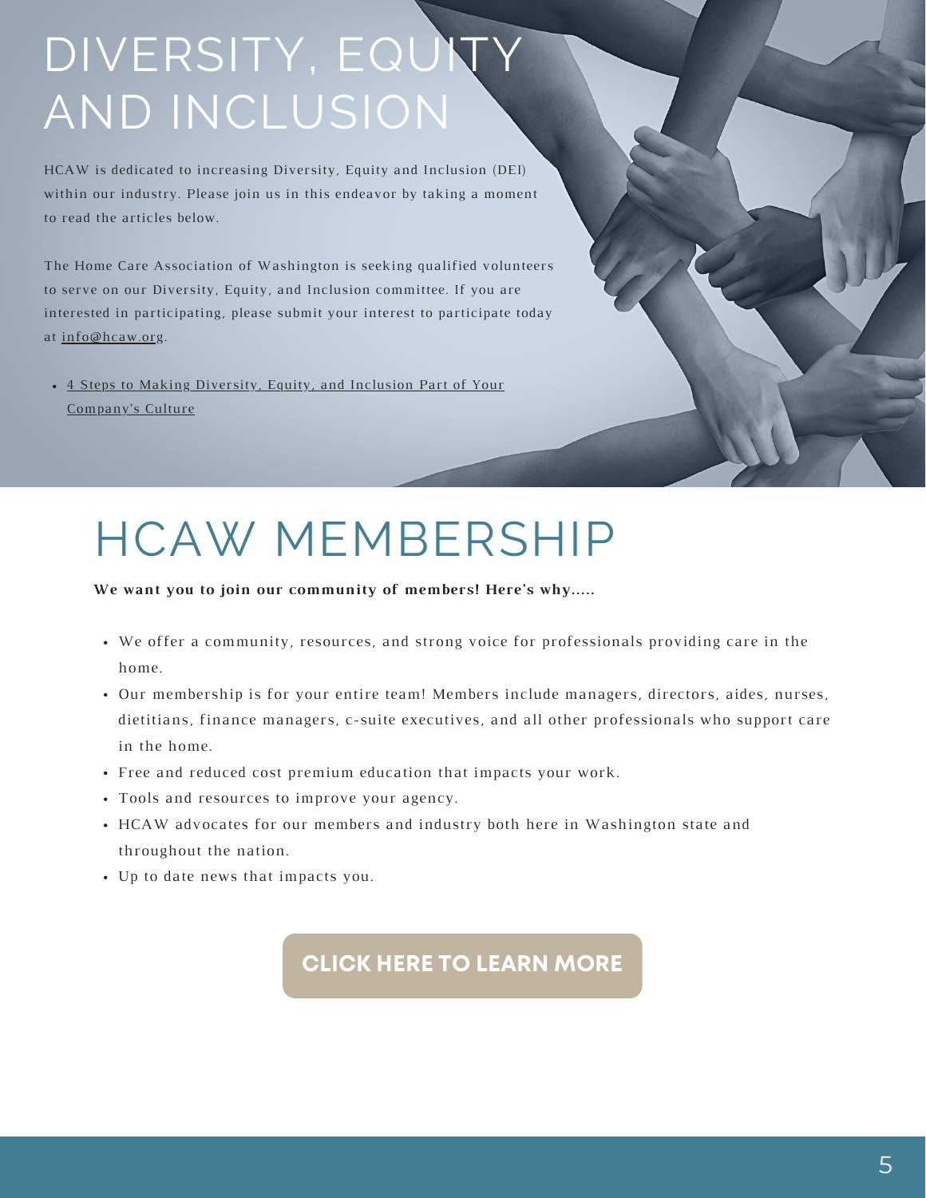# DIVERSITY, EQUITY AND INCLUSION

HCAW is dedicated to increasing Diversity, Equity and Inclusion (DEI) within our industry. Please join us in this endeavor by taking a moment to read the articles below.

The Home Care Association of Washington is seeking qualified volunteers to serve on our Diversity, Equity, and Inclusion committee. If you are interested in participating, please submit your interest to participate today at info@hcaw.org.

- 4 Steps to Making Diversity, Equity, and Inclusion Part of Your Company's Culture

# HCAW MEMBERSHIP

**We want you to join our community of members! Here's why.....**

- We offer a community, resources, and strong voice for professionals providing care in the home.
- Our membership is for your entire team! Members include managers, directors, aides, nurses, dietitians, finance managers, c-suite executives, and all other professionals who support care in the home.
- Free and reduced cost premium education that impacts your work.
- Tools and resources to improve your agency.
- HCAW advocates for our members and industry both here in Washington state and throughout the nation.
- Up to date news that impacts you.

**CLICK HERE TO LEARN MORE**